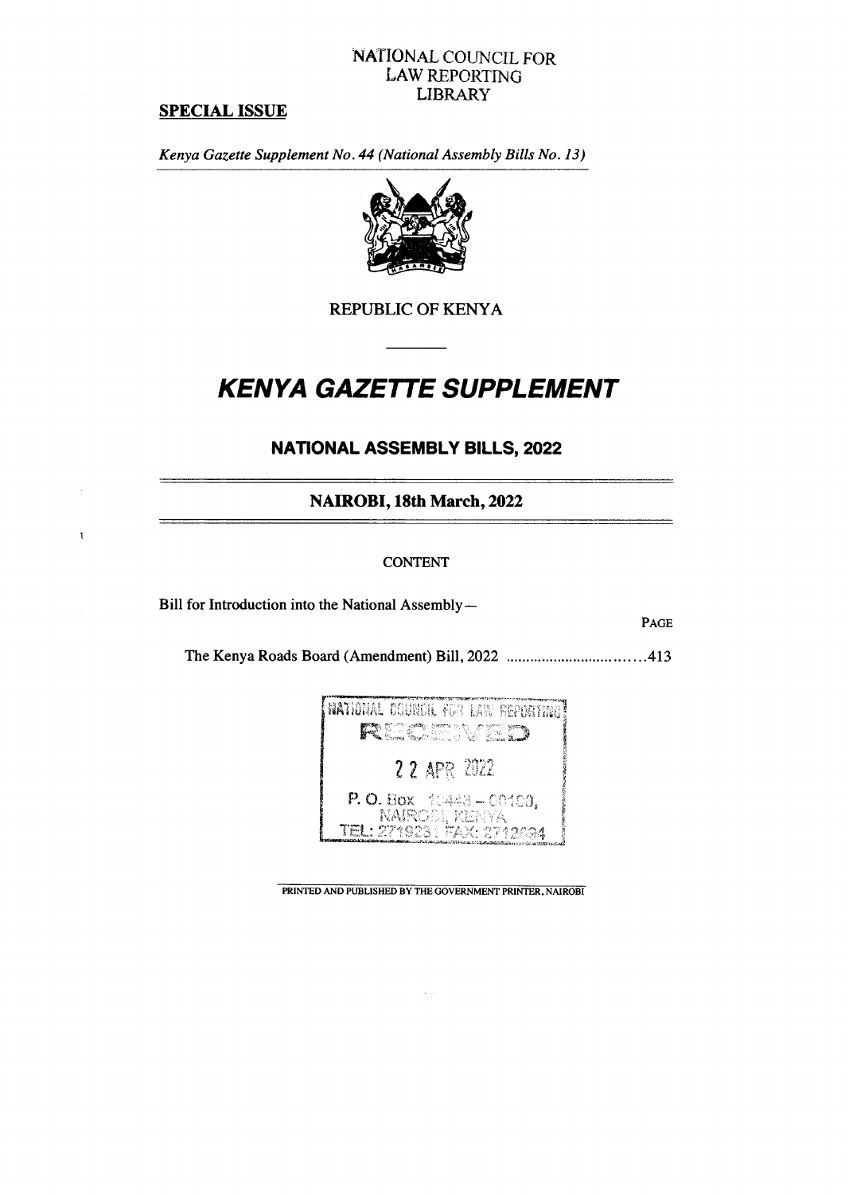NATIONAL COUNCIL FOR
LAW REPORTING
LIBRARY

**SPECIAL ISSUE**

*Kenya Gazette Supplement No. 44 (National Assembly Bills No. 13)*

REPUBLIC OF KENYA

# *KENYA GAZETTE SUPPLEMENT*

## NATIONAL ASSEMBLY BILLS, 2022

### NAIROBI, 18th March, 2022

CONTENT

Bill for Introduction into the National Assembly—

PAGE

The Kenya Roads Board (Amendment) Bill, 2022 ................................413

NATIONAL COUNCIL FOR LAW REPORTING
RECEIVED
22 APR 2022
P. O. Box 10443 – 00100,
NAIROBI, KENYA
TEL: 2719231 FAX: 2712694

PRINTED AND PUBLISHED BY THE GOVERNMENT PRINTER, NAIROBI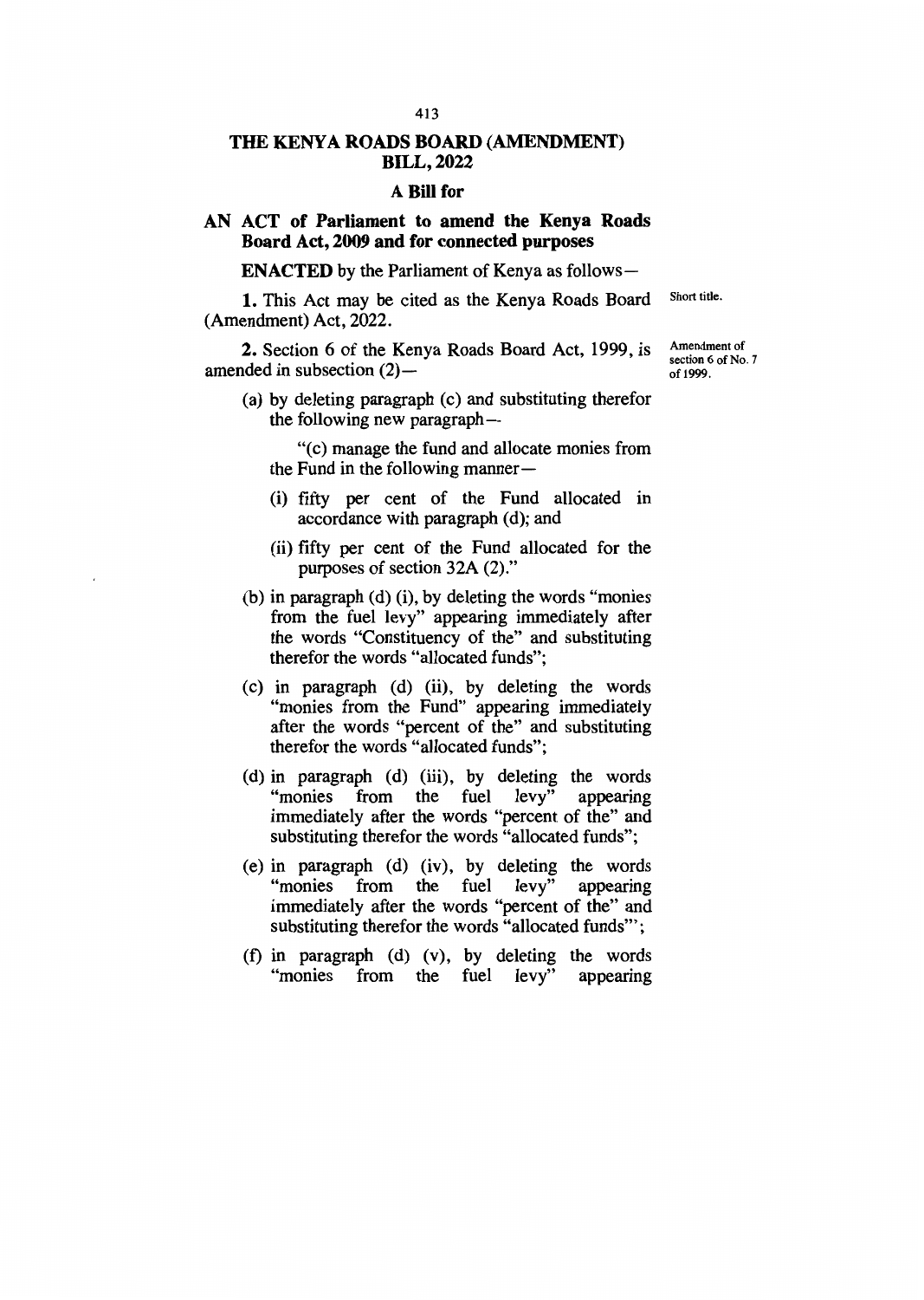# THE KENYA ROADS BOARD (AMENDMENT) BILL, 2022

## A Bill for

## AN ACT of Parliament to amend the Kenya Roads Board Act, 2009 and for connected purposes

**ENACTED** by the Parliament of Kenya as follows—

Short title.

**1.** This Act may be cited as the Kenya Roads Board (Amendment) Act, 2022.

Amendment of section 6 of No. 7 of 1999.

**2.** Section 6 of the Kenya Roads Board Act, 1999, is amended in subsection (2)—

(a) by deleting paragraph (c) and substituting therefor the following new paragraph—

"(c) manage the fund and allocate monies from the Fund in the following manner—

(i) fifty per cent of the Fund allocated in accordance with paragraph (d); and

(ii) fifty per cent of the Fund allocated for the purposes of section 32A (2)."

(b) in paragraph (d) (i), by deleting the words "monies from the fuel levy" appearing immediately after the words "Constituency of the" and substituting therefor the words "allocated funds";

(c) in paragraph (d) (ii), by deleting the words "monies from the Fund" appearing immediately after the words "percent of the" and substituting therefor the words "allocated funds";

(d) in paragraph (d) (iii), by deleting the words "monies from the fuel levy" appearing immediately after the words "percent of the" and substituting therefor the words "allocated funds";

(e) in paragraph (d) (iv), by deleting the words "monies from the fuel levy" appearing immediately after the words "percent of the" and substituting therefor the words "allocated funds"';

(f) in paragraph (d) (v), by deleting the words "monies from the fuel levy" appearing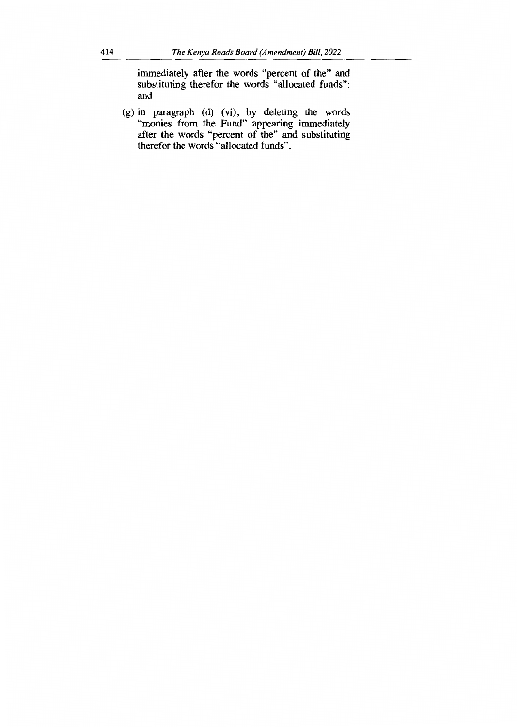immediately after the words "percent of the" and substituting therefor the words "allocated funds"; and

(g) in paragraph (d) (vi), by deleting the words "monies from the Fund" appearing immediately after the words "percent of the" and substituting therefor the words "allocated funds".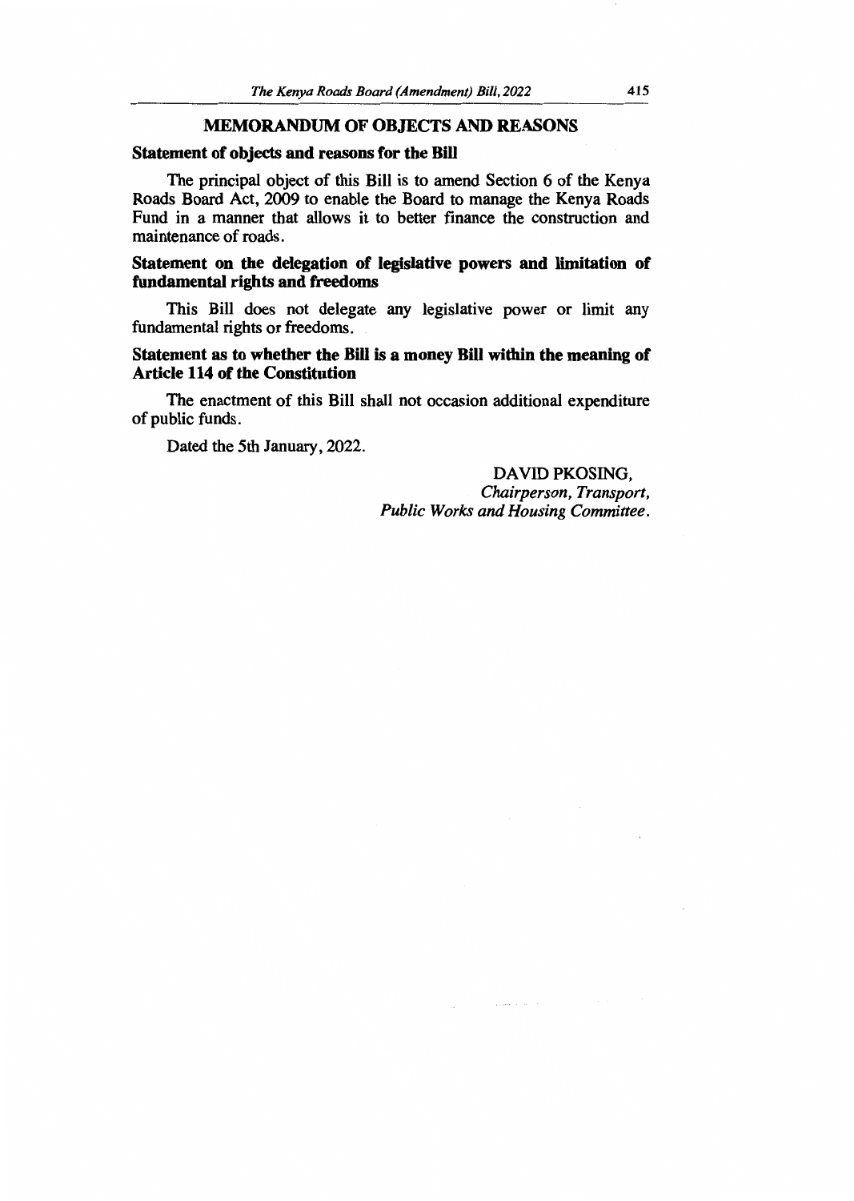## MEMORANDUM OF OBJECTS AND REASONS

### Statement of objects and reasons for the Bill

The principal object of this Bill is to amend Section 6 of the Kenya Roads Board Act, 2009 to enable the Board to manage the Kenya Roads Fund in a manner that allows it to better finance the construction and maintenance of roads.

### Statement on the delegation of legislative powers and limitation of fundamental rights and freedoms

This Bill does not delegate any legislative power or limit any fundamental rights or freedoms.

### Statement as to whether the Bill is a money Bill within the meaning of Article 114 of the Constitution

The enactment of this Bill shall not occasion additional expenditure of public funds.

Dated the 5th January, 2022.

DAVID PKOSING,
*Chairperson, Transport,*
*Public Works and Housing Committee.*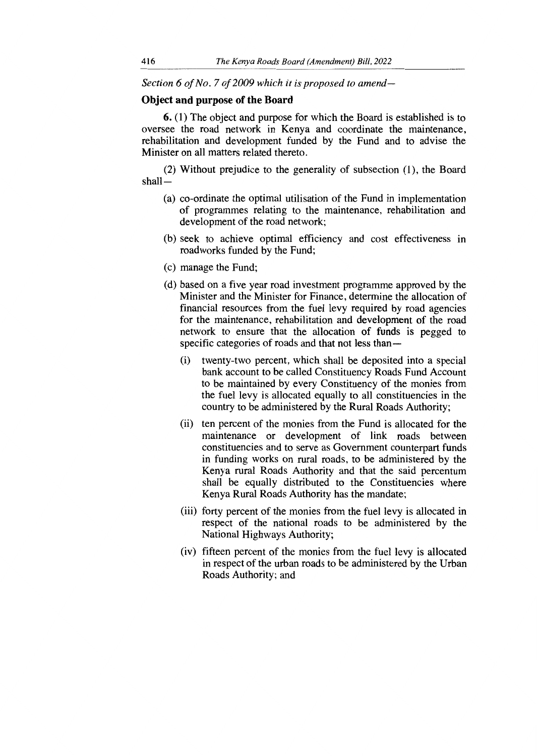*Section 6 of No. 7 of 2009 which it is proposed to amend—*

**Object and purpose of the Board**

**6.** (1) The object and purpose for which the Board is established is to oversee the road network in Kenya and coordinate the maintenance, rehabilitation and development funded by the Fund and to advise the Minister on all matters related thereto.

(2) Without prejudice to the generality of subsection (1), the Board shall—

- (a) co-ordinate the optimal utilisation of the Fund in implementation of programmes relating to the maintenance, rehabilitation and development of the road network;
- (b) seek to achieve optimal efficiency and cost effectiveness in roadworks funded by the Fund;
- (c) manage the Fund;
- (d) based on a five year road investment programme approved by the Minister and the Minister for Finance, determine the allocation of financial resources from the fuel levy required by road agencies for the maintenance, rehabilitation and development of the road network to ensure that the allocation of funds is pegged to specific categories of roads and that not less than—
  - (i) twenty-two percent, which shall be deposited into a special bank account to be called Constituency Roads Fund Account to be maintained by every Constituency of the monies from the fuel levy is allocated equally to all constituencies in the country to be administered by the Rural Roads Authority;
  - (ii) ten percent of the monies from the Fund is allocated for the maintenance or development of link roads between constituencies and to serve as Government counterpart funds in funding works on rural roads, to be administered by the Kenya rural Roads Authority and that the said percentum shall be equally distributed to the Constituencies where Kenya Rural Roads Authority has the mandate;
  - (iii) forty percent of the monies from the fuel levy is allocated in respect of the national roads to be administered by the National Highways Authority;
  - (iv) fifteen percent of the monies from the fuel levy is allocated in respect of the urban roads to be administered by the Urban Roads Authority; and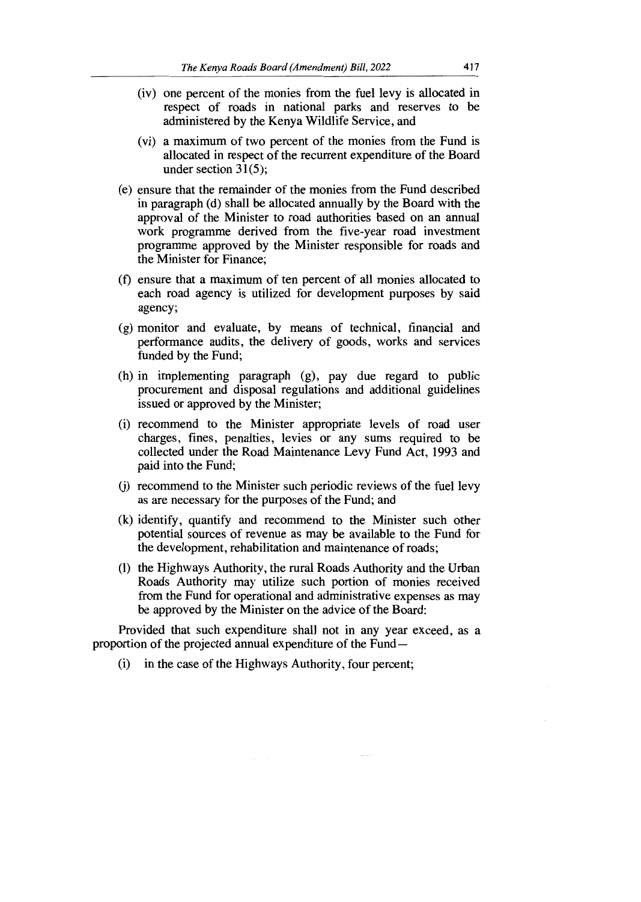(iv) one percent of the monies from the fuel levy is allocated in respect of roads in national parks and reserves to be administered by the Kenya Wildlife Service, and

(vi) a maximum of two percent of the monies from the Fund is allocated in respect of the recurrent expenditure of the Board under section 31(5);

(e) ensure that the remainder of the monies from the Fund described in paragraph (d) shall be allocated annually by the Board with the approval of the Minister to road authorities based on an annual work programme derived from the five-year road investment programme approved by the Minister responsible for roads and the Minister for Finance;

(f) ensure that a maximum of ten percent of all monies allocated to each road agency is utilized for development purposes by said agency;

(g) monitor and evaluate, by means of technical, financial and performance audits, the delivery of goods, works and services funded by the Fund;

(h) in implementing paragraph (g), pay due regard to public procurement and disposal regulations and additional guidelines issued or approved by the Minister;

(i) recommend to the Minister appropriate levels of road user charges, fines, penalties, levies or any sums required to be collected under the Road Maintenance Levy Fund Act, 1993 and paid into the Fund;

(j) recommend to the Minister such periodic reviews of the fuel levy as are necessary for the purposes of the Fund; and

(k) identify, quantify and recommend to the Minister such other potential sources of revenue as may be available to the Fund for the development, rehabilitation and maintenance of roads;

(l) the Highways Authority, the rural Roads Authority and the Urban Roads Authority may utilize such portion of monies received from the Fund for operational and administrative expenses as may be approved by the Minister on the advice of the Board:

Provided that such expenditure shall not in any year exceed, as a proportion of the projected annual expenditure of the Fund—

(i) in the case of the Highways Authority, four percent;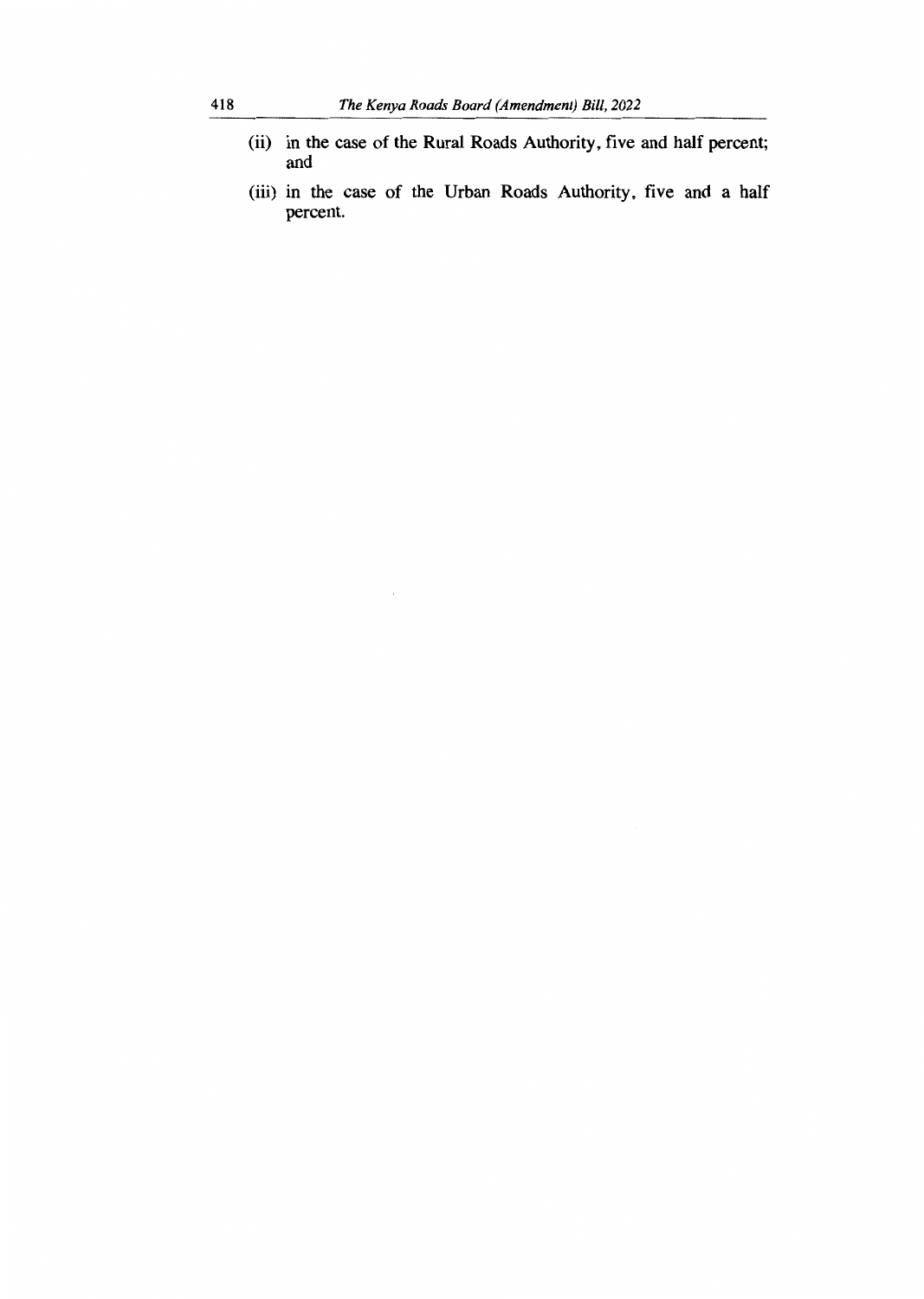(ii) in the case of the Rural Roads Authority, five and half percent; and

(iii) in the case of the Urban Roads Authority, five and a half percent.